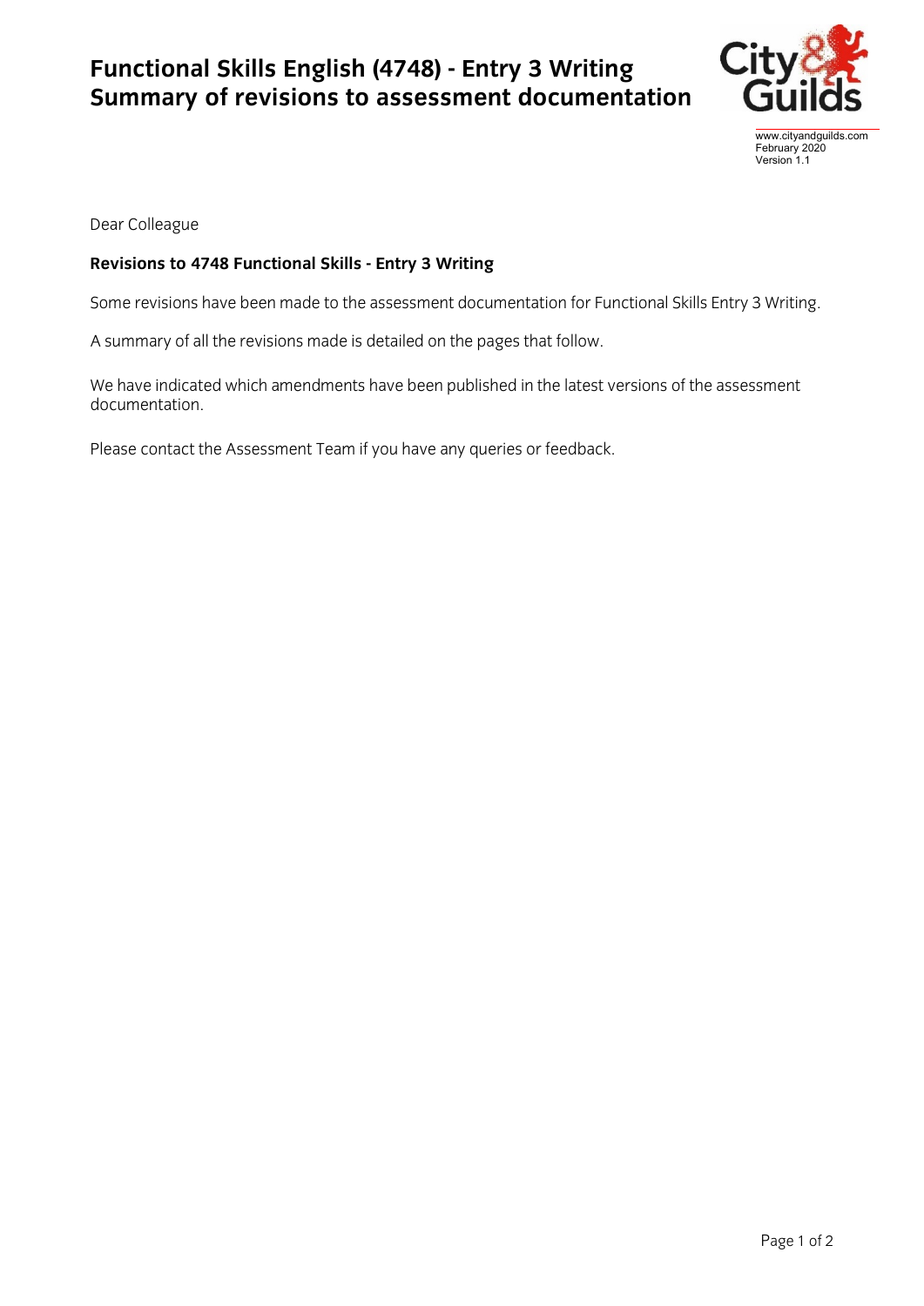# Functional Skills English (4748) - Entry 3 Writing
# Summary of revisions to assessment documentation

www.cityandguilds.com
February 2020
Version 1.1

Dear Colleague

**Revisions to 4748 Functional Skills - Entry 3 Writing**

Some revisions have been made to the assessment documentation for Functional Skills Entry 3 Writing.

A summary of all the revisions made is detailed on the pages that follow.

We have indicated which amendments have been published in the latest versions of the assessment documentation.

Please contact the Assessment Team if you have any queries or feedback.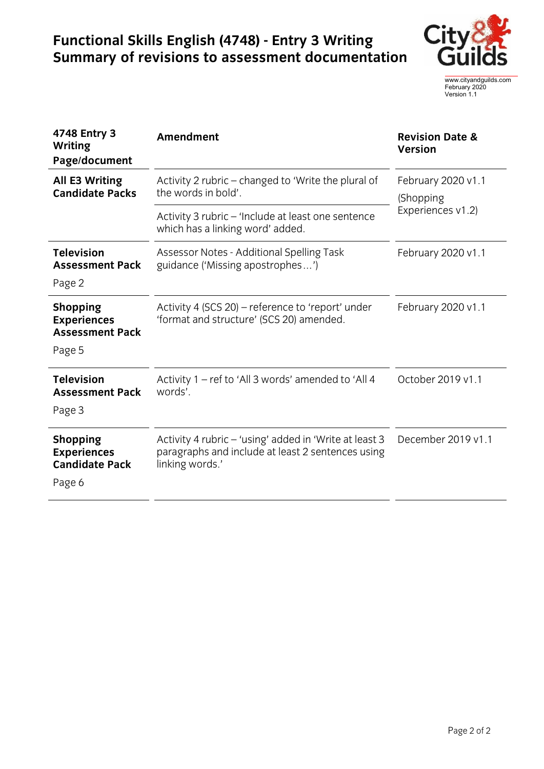# Functional Skills English (4748) - Entry 3 Writing
# Summary of revisions to assessment documentation

www.cityandguilds.com
February 2020
Version 1.1

| 4748 Entry 3 Writing Page/document | Amendment | Revision Date & Version |
|---|---|---|
| **All E3 Writing Candidate Packs** | Activity 2 rubric – changed to 'Write the plural of the words in bold'. | February 2020 v1.1 (Shopping Experiences v1.2) |
| | Activity 3 rubric – 'Include at least one sentence which has a linking word' added. | |
| **Television Assessment Pack** Page 2 | Assessor Notes - Additional Spelling Task guidance ('Missing apostrophes…') | February 2020 v1.1 |
| **Shopping Experiences Assessment Pack** Page 5 | Activity 4 (SCS 20) – reference to 'report' under 'format and structure' (SCS 20) amended. | February 2020 v1.1 |
| **Television Assessment Pack** Page 3 | Activity 1 – ref to 'All 3 words' amended to 'All 4 words'. | October 2019 v1.1 |
| **Shopping Experiences Candidate Pack** Page 6 | Activity 4 rubric – 'using' added in 'Write at least 3 paragraphs and include at least 2 sentences using linking words.' | December 2019 v1.1 |